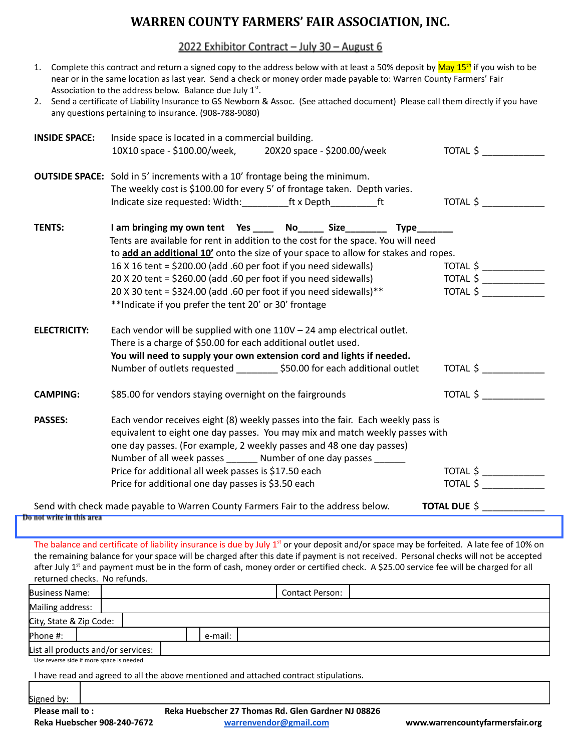# WARREN COUNTY FARMERS' FAIR ASSOCIATION, INC.

## 2022 Exhibitor Contract – July 30 – August 6

1. Complete this contract and return a signed copy to the address below with at least a 50% deposit by May 15th if you wish to be near or in the same location as last year. Send a check or money order made payable to: Warren County Farmers' Fair Association to the address below. Balance due July 1st.
2. Send a certificate of Liability Insurance to GS Newborn & Assoc. (See attached document) Please call them directly if you have any questions pertaining to insurance. (908-788-9080)

**INSIDE SPACE:** Inside space is located in a commercial building.
10X10 space - $100.00/week, 20X20 space - $200.00/week — TOTAL $ ____________

**OUTSIDE SPACE:** Sold in 5' increments with a 10' frontage being the minimum.
The weekly cost is $100.00 for every 5' of frontage taken. Depth varies.
Indicate size requested: Width:_________ft x Depth_________ft — TOTAL $ ____________

**TENTS:** **I am bringing my own tent Yes ____ No_____ Size________ Type_______**
Tents are available for rent in addition to the cost for the space. You will need to **add an additional 10'** onto the size of your space to allow for stakes and ropes.
16 X 16 tent = $200.00 (add .60 per foot if you need sidewalls) — TOTAL $ ____________
20 X 20 tent = $260.00 (add .60 per foot if you need sidewalls) — TOTAL $ ____________
20 X 30 tent = $324.00 (add .60 per foot if you need sidewalls)** — TOTAL $ ____________
**Indicate if you prefer the tent 20' or 30' frontage

**ELECTRICITY:** Each vendor will be supplied with one 110V – 24 amp electrical outlet.
There is a charge of $50.00 for each additional outlet used.
**You will need to supply your own extension cord and lights if needed.**
Number of outlets requested ________ $50.00 for each additional outlet — TOTAL $ ____________

**CAMPING:** $85.00 for vendors staying overnight on the fairgrounds — TOTAL $ ____________

**PASSES:** Each vendor receives eight (8) weekly passes into the fair. Each weekly pass is equivalent to eight one day passes. You may mix and match weekly passes with one day passes. (For example, 2 weekly passes and 48 one day passes)
Number of all week passes ______ Number of one day passes ______
Price for additional all week passes is $17.50 each — TOTAL $ ____________
Price for additional one day passes is $3.50 each — TOTAL $ ____________

Send with check made payable to Warren County Farmers Fair to the address below. **TOTAL DUE** $ ____________

Do not write in this area

The balance and certificate of liability insurance is due by July 1st or your deposit and/or space may be forfeited. A late fee of 10% on the remaining balance for your space will be charged after this date if payment is not received. Personal checks will not be accepted after July 1st and payment must be in the form of cash, money order or certified check. A $25.00 service fee will be charged for all returned checks. No refunds.

| Business Name: | | Contact Person: | |
|---|---|---|---|
| Mailing address: | | | |
| City, State & Zip Code: | | | |
| Phone #: | | e-mail: | |
| List all products and/or services: | | | |

Use reverse side if more space is needed

I have read and agreed to all the above mentioned and attached contract stipulations.

| Signed by: | |
|---|---|

**Please mail to :** **Reka Huebscher 27 Thomas Rd. Glen Gardner NJ 08826**

**Reka Huebscher 908-240-7672** warrenvendor@gmail.com **www.warrencountyfarmersfair.org**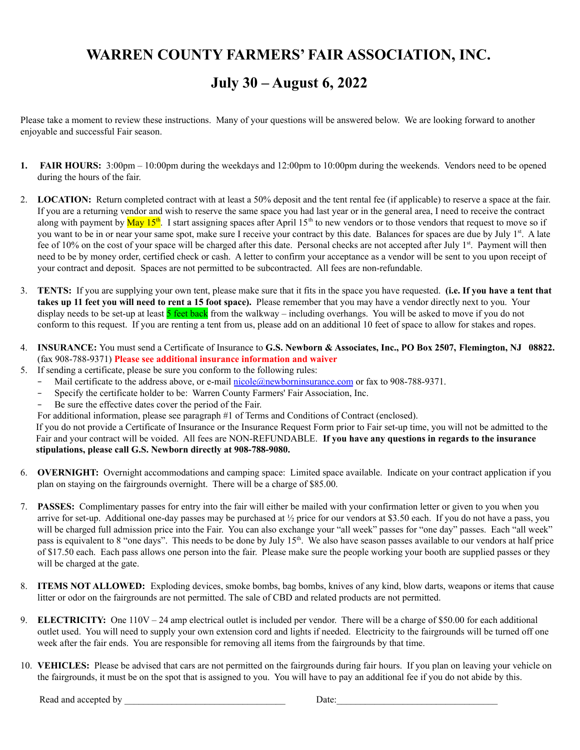# WARREN COUNTY FARMERS' FAIR ASSOCIATION, INC.

## July 30 – August 6, 2022

Please take a moment to review these instructions. Many of your questions will be answered below. We are looking forward to another enjoyable and successful Fair season.

1. **FAIR HOURS:** 3:00pm – 10:00pm during the weekdays and 12:00pm to 10:00pm during the weekends. Vendors need to be opened during the hours of the fair.

2. **LOCATION:** Return completed contract with at least a 50% deposit and the tent rental fee (if applicable) to reserve a space at the fair. If you are a returning vendor and wish to reserve the same space you had last year or in the general area, I need to receive the contract along with payment by May 15th. I start assigning spaces after April 15th to new vendors or to those vendors that request to move so if you want to be in or near your same spot, make sure I receive your contract by this date. Balances for spaces are due by July 1st. A late fee of 10% on the cost of your space will be charged after this date. Personal checks are not accepted after July 1st. Payment will then need to be by money order, certified check or cash. A letter to confirm your acceptance as a vendor will be sent to you upon receipt of your contract and deposit. Spaces are not permitted to be subcontracted. All fees are non-refundable.

3. **TENTS:** If you are supplying your own tent, please make sure that it fits in the space you have requested. **(i.e. If you have a tent that takes up 11 feet you will need to rent a 15 foot space).** Please remember that you may have a vendor directly next to you. Your display needs to be set-up at least 5 feet back from the walkway – including overhangs. You will be asked to move if you do not conform to this request. If you are renting a tent from us, please add on an additional 10 feet of space to allow for stakes and ropes.

4. **INSURANCE:** You must send a Certificate of Insurance to **G.S. Newborn & Associates, Inc., PO Box 2507, Flemington, NJ 08822.** (fax 908-788-9371) **Please see additional insurance information and waiver**

5. If sending a certificate, please be sure you conform to the following rules:
   - Mail certificate to the address above, or e-mail nicole@newborninsurance.com or fax to 908-788-9371.
   - Specify the certificate holder to be: Warren County Farmers' Fair Association, Inc.
   - Be sure the effective dates cover the period of the Fair.

   For additional information, please see paragraph #1 of Terms and Conditions of Contract (enclosed).

   If you do not provide a Certificate of Insurance or the Insurance Request Form prior to Fair set-up time, you will not be admitted to the Fair and your contract will be voided. All fees are NON-REFUNDABLE. **If you have any questions in regards to the insurance stipulations, please call G.S. Newborn directly at 908-788-9080.**

6. **OVERNIGHT:** Overnight accommodations and camping space: Limited space available. Indicate on your contract application if you plan on staying on the fairgrounds overnight. There will be a charge of $85.00.

7. **PASSES:** Complimentary passes for entry into the fair will either be mailed with your confirmation letter or given to you when you arrive for set-up. Additional one-day passes may be purchased at ½ price for our vendors at $3.50 each. If you do not have a pass, you will be charged full admission price into the Fair. You can also exchange your "all week" passes for "one day" passes. Each "all week" pass is equivalent to 8 "one days". This needs to be done by July 15th. We also have season passes available to our vendors at half price of $17.50 each. Each pass allows one person into the fair. Please make sure the people working your booth are supplied passes or they will be charged at the gate.

8. **ITEMS NOT ALLOWED:** Exploding devices, smoke bombs, bag bombs, knives of any kind, blow darts, weapons or items that cause litter or odor on the fairgrounds are not permitted. The sale of CBD and related products are not permitted.

9. **ELECTRICITY:** One 110V – 24 amp electrical outlet is included per vendor. There will be a charge of $50.00 for each additional outlet used. You will need to supply your own extension cord and lights if needed. Electricity to the fairgrounds will be turned off one week after the fair ends. You are responsible for removing all items from the fairgrounds by that time.

10. **VEHICLES:** Please be advised that cars are not permitted on the fairgrounds during fair hours. If you plan on leaving your vehicle on the fairgrounds, it must be on the spot that is assigned to you. You will have to pay an additional fee if you do not abide by this.

Read and accepted by ______________________________ Date:______________________________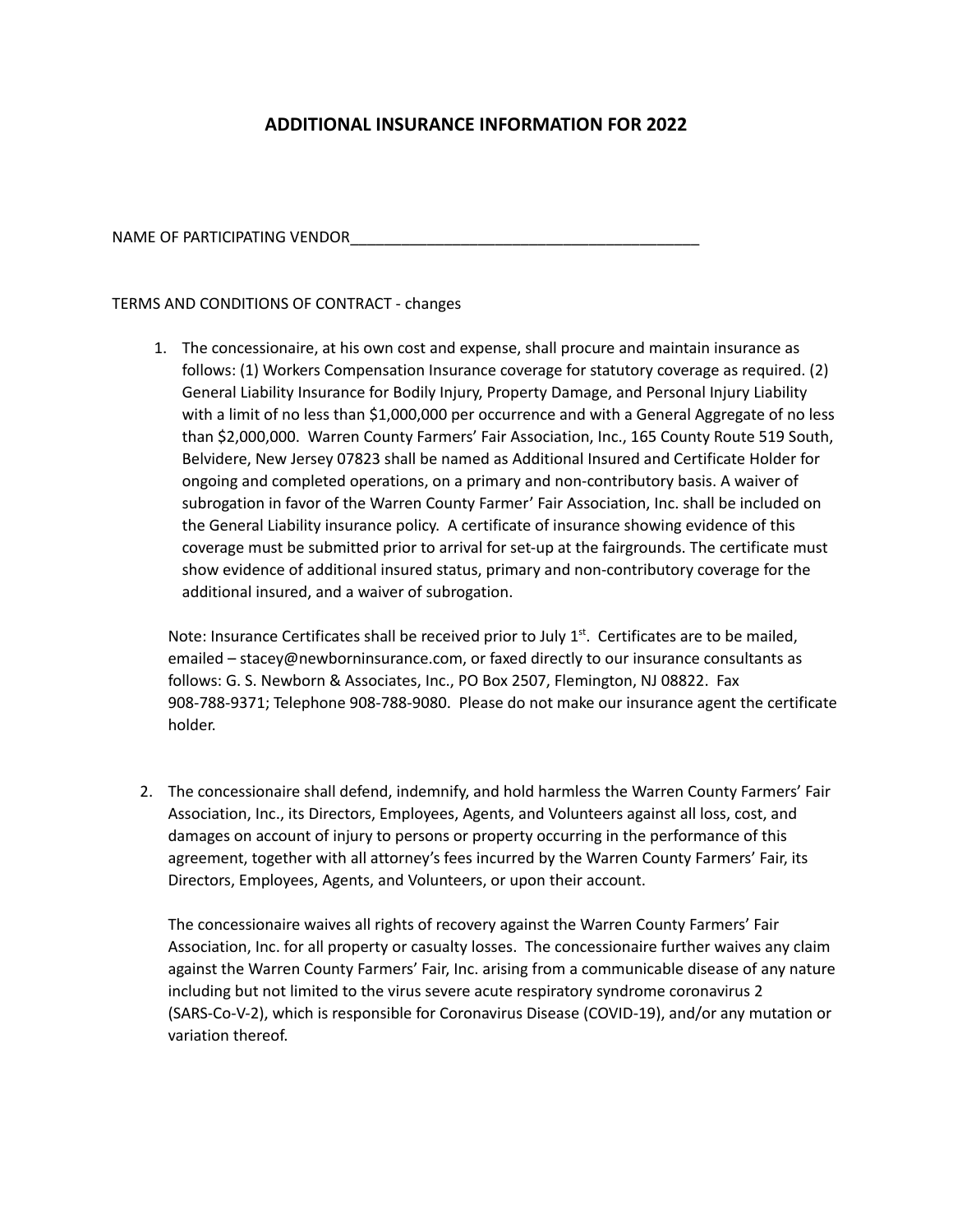# ADDITIONAL INSURANCE INFORMATION FOR 2022

NAME OF PARTICIPATING VENDOR__________________________________________

TERMS AND CONDITIONS OF CONTRACT - changes

1. The concessionaire, at his own cost and expense, shall procure and maintain insurance as follows: (1) Workers Compensation Insurance coverage for statutory coverage as required. (2) General Liability Insurance for Bodily Injury, Property Damage, and Personal Injury Liability with a limit of no less than $1,000,000 per occurrence and with a General Aggregate of no less than $2,000,000. Warren County Farmers' Fair Association, Inc., 165 County Route 519 South, Belvidere, New Jersey 07823 shall be named as Additional Insured and Certificate Holder for ongoing and completed operations, on a primary and non-contributory basis. A waiver of subrogation in favor of the Warren County Farmer' Fair Association, Inc. shall be included on the General Liability insurance policy. A certificate of insurance showing evidence of this coverage must be submitted prior to arrival for set-up at the fairgrounds. The certificate must show evidence of additional insured status, primary and non-contributory coverage for the additional insured, and a waiver of subrogation.

   Note: Insurance Certificates shall be received prior to July 1st. Certificates are to be mailed, emailed – stacey@newborninsurance.com, or faxed directly to our insurance consultants as follows: G. S. Newborn & Associates, Inc., PO Box 2507, Flemington, NJ 08822. Fax 908-788-9371; Telephone 908-788-9080. Please do not make our insurance agent the certificate holder.

2. The concessionaire shall defend, indemnify, and hold harmless the Warren County Farmers' Fair Association, Inc., its Directors, Employees, Agents, and Volunteers against all loss, cost, and damages on account of injury to persons or property occurring in the performance of this agreement, together with all attorney's fees incurred by the Warren County Farmers' Fair, its Directors, Employees, Agents, and Volunteers, or upon their account.

   The concessionaire waives all rights of recovery against the Warren County Farmers' Fair Association, Inc. for all property or casualty losses. The concessionaire further waives any claim against the Warren County Farmers' Fair, Inc. arising from a communicable disease of any nature including but not limited to the virus severe acute respiratory syndrome coronavirus 2 (SARS-Co-V-2), which is responsible for Coronavirus Disease (COVID-19), and/or any mutation or variation thereof.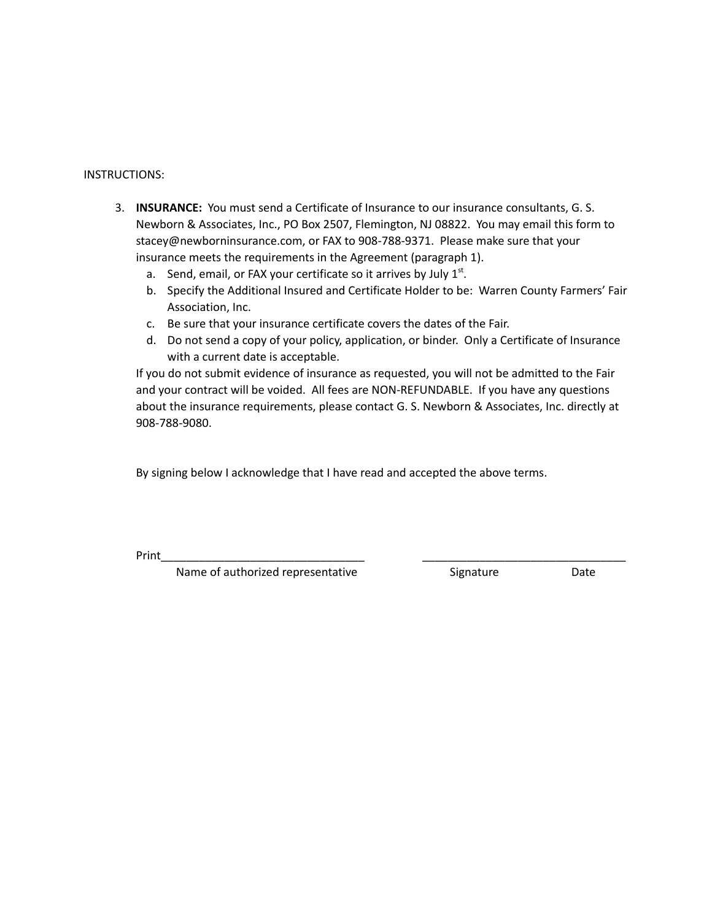INSTRUCTIONS:

3. **INSURANCE:** You must send a Certificate of Insurance to our insurance consultants, G. S. Newborn & Associates, Inc., PO Box 2507, Flemington, NJ 08822. You may email this form to stacey@newborninsurance.com, or FAX to 908-788-9371. Please make sure that your insurance meets the requirements in the Agreement (paragraph 1).
   a. Send, email, or FAX your certificate so it arrives by July 1st.
   b. Specify the Additional Insured and Certificate Holder to be: Warren County Farmers' Fair Association, Inc.
   c. Be sure that your insurance certificate covers the dates of the Fair.
   d. Do not send a copy of your policy, application, or binder. Only a Certificate of Insurance with a current date is acceptable.

   If you do not submit evidence of insurance as requested, you will not be admitted to the Fair and your contract will be voided. All fees are NON-REFUNDABLE. If you have any questions about the insurance requirements, please contact G. S. Newborn & Associates, Inc. directly at 908-788-9080.

By signing below I acknowledge that I have read and accepted the above terms.

Print________________________________ ________________________________

Name of authorized representative Signature Date